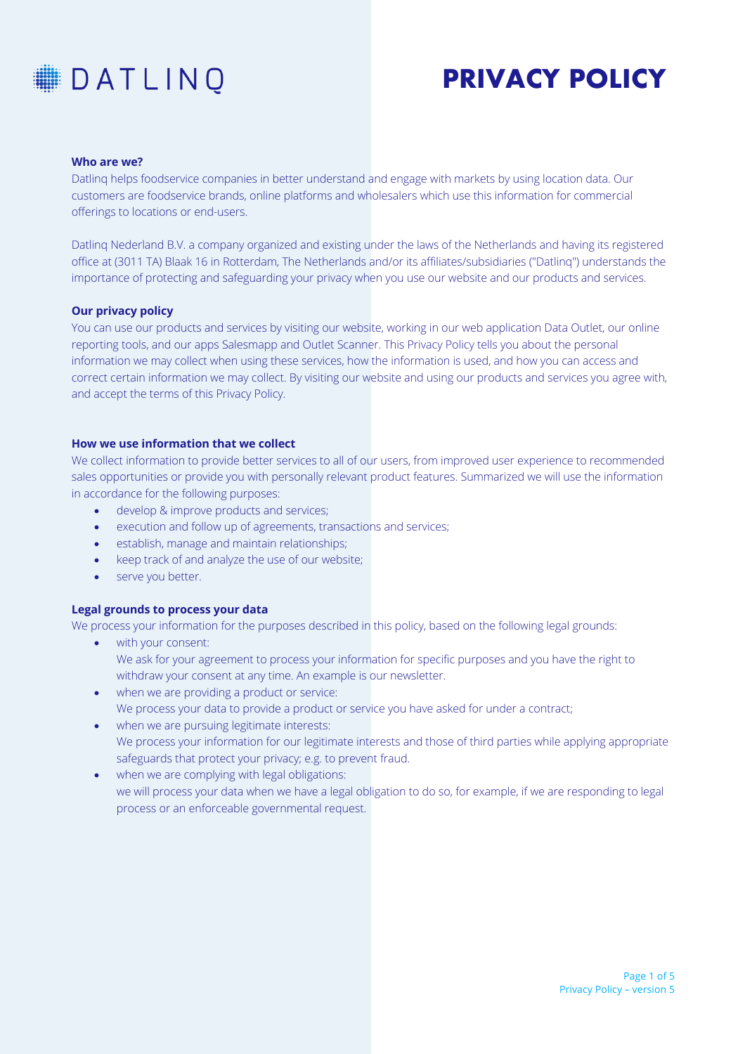DATLINQ

# PRIVACY POLICY

**Who are we?**

Datlinq helps foodservice companies in better understand and engage with markets by using location data. Our customers are foodservice brands, online platforms and wholesalers which use this information for commercial offerings to locations or end-users.

Datlinq Nederland B.V. a company organized and existing under the laws of the Netherlands and having its registered office at (3011 TA) Blaak 16 in Rotterdam, The Netherlands and/or its affiliates/subsidiaries ("Datlinq") understands the importance of protecting and safeguarding your privacy when you use our website and our products and services.

**Our privacy policy**

You can use our products and services by visiting our website, working in our web application Data Outlet, our online reporting tools, and our apps Salesmapp and Outlet Scanner. This Privacy Policy tells you about the personal information we may collect when using these services, how the information is used, and how you can access and correct certain information we may collect. By visiting our website and using our products and services you agree with, and accept the terms of this Privacy Policy.

**How we use information that we collect**

We collect information to provide better services to all of our users, from improved user experience to recommended sales opportunities or provide you with personally relevant product features. Summarized we will use the information in accordance for the following purposes:

- develop & improve products and services;
- execution and follow up of agreements, transactions and services;
- establish, manage and maintain relationships;
- keep track of and analyze the use of our website;
- serve you better.

**Legal grounds to process your data**

We process your information for the purposes described in this policy, based on the following legal grounds:

- with your consent:
  We ask for your agreement to process your information for specific purposes and you have the right to withdraw your consent at any time. An example is our newsletter.
- when we are providing a product or service:
  We process your data to provide a product or service you have asked for under a contract;
- when we are pursuing legitimate interests:
  We process your information for our legitimate interests and those of third parties while applying appropriate safeguards that protect your privacy; e.g. to prevent fraud.
- when we are complying with legal obligations:
  we will process your data when we have a legal obligation to do so, for example, if we are responding to legal process or an enforceable governmental request.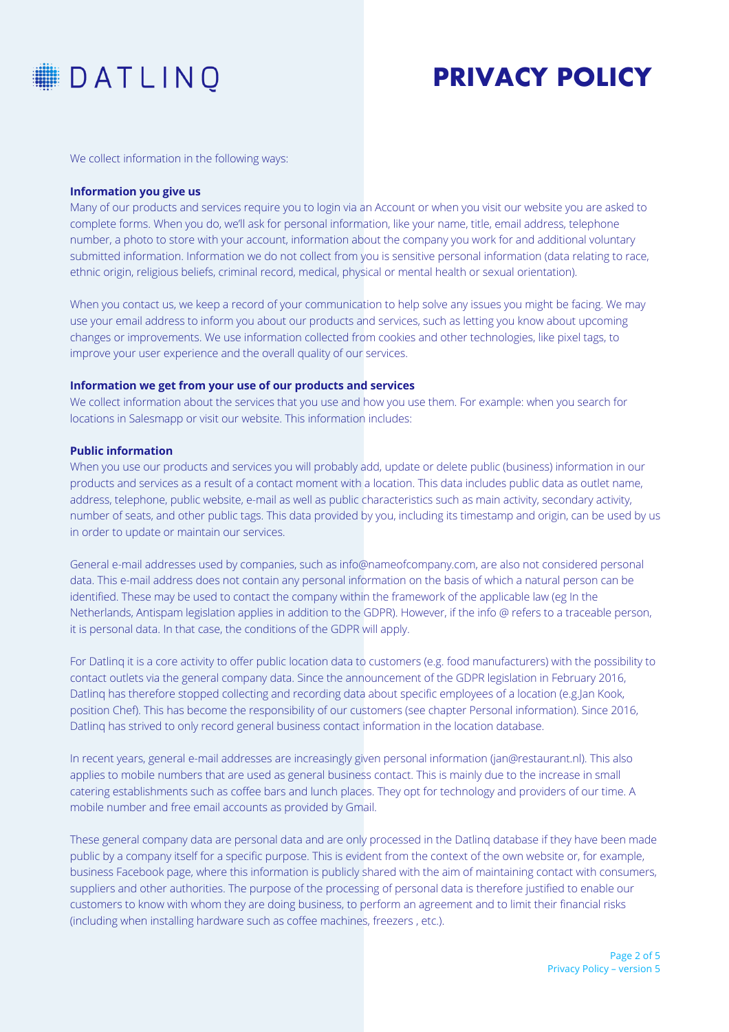We collect information in the following ways:

**Information you give us**

Many of our products and services require you to login via an Account or when you visit our website you are asked to complete forms. When you do, we'll ask for personal information, like your name, title, email address, telephone number, a photo to store with your account, information about the company you work for and additional voluntary submitted information. Information we do not collect from you is sensitive personal information (data relating to race, ethnic origin, religious beliefs, criminal record, medical, physical or mental health or sexual orientation).

When you contact us, we keep a record of your communication to help solve any issues you might be facing. We may use your email address to inform you about our products and services, such as letting you know about upcoming changes or improvements. We use information collected from cookies and other technologies, like pixel tags, to improve your user experience and the overall quality of our services.

**Information we get from your use of our products and services**

We collect information about the services that you use and how you use them. For example: when you search for locations in Salesmapp or visit our website. This information includes:

**Public information**

When you use our products and services you will probably add, update or delete public (business) information in our products and services as a result of a contact moment with a location. This data includes public data as outlet name, address, telephone, public website, e-mail as well as public characteristics such as main activity, secondary activity, number of seats, and other public tags. This data provided by you, including its timestamp and origin, can be used by us in order to update or maintain our services.

General e-mail addresses used by companies, such as info@nameofcompany.com, are also not considered personal data. This e-mail address does not contain any personal information on the basis of which a natural person can be identified. These may be used to contact the company within the framework of the applicable law (eg In the Netherlands, Antispam legislation applies in addition to the GDPR). However, if the info @ refers to a traceable person, it is personal data. In that case, the conditions of the GDPR will apply.

For Datlinq it is a core activity to offer public location data to customers (e.g. food manufacturers) with the possibility to contact outlets via the general company data. Since the announcement of the GDPR legislation in February 2016, Datlinq has therefore stopped collecting and recording data about specific employees of a location (e.g.Jan Kook, position Chef). This has become the responsibility of our customers (see chapter Personal information). Since 2016, Datlinq has strived to only record general business contact information in the location database.

In recent years, general e-mail addresses are increasingly given personal information (jan@restaurant.nl). This also applies to mobile numbers that are used as general business contact. This is mainly due to the increase in small catering establishments such as coffee bars and lunch places. They opt for technology and providers of our time. A mobile number and free email accounts as provided by Gmail.

These general company data are personal data and are only processed in the Datlinq database if they have been made public by a company itself for a specific purpose. This is evident from the context of the own website or, for example, business Facebook page, where this information is publicly shared with the aim of maintaining contact with consumers, suppliers and other authorities. The purpose of the processing of personal data is therefore justified to enable our customers to know with whom they are doing business, to perform an agreement and to limit their financial risks (including when installing hardware such as coffee machines, freezers , etc.).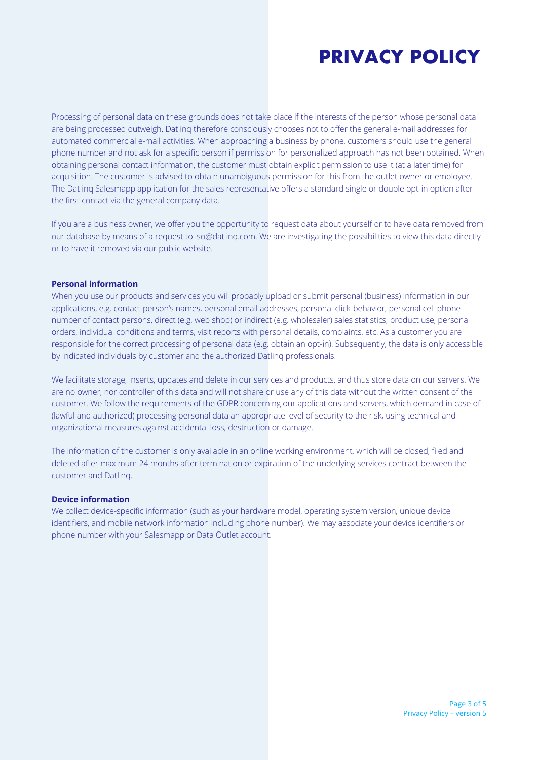# PRIVACY POLICY

Processing of personal data on these grounds does not take place if the interests of the person whose personal data are being processed outweigh. Datlinq therefore consciously chooses not to offer the general e-mail addresses for automated commercial e-mail activities. When approaching a business by phone, customers should use the general phone number and not ask for a specific person if permission for personalized approach has not been obtained. When obtaining personal contact information, the customer must obtain explicit permission to use it (at a later time) for acquisition. The customer is advised to obtain unambiguous permission for this from the outlet owner or employee. The Datlinq Salesmapp application for the sales representative offers a standard single or double opt-in option after the first contact via the general company data.

If you are a business owner, we offer you the opportunity to request data about yourself or to have data removed from our database by means of a request to iso@datlinq.com. We are investigating the possibilities to view this data directly or to have it removed via our public website.

**Personal information**

When you use our products and services you will probably upload or submit personal (business) information in our applications, e.g. contact person's names, personal email addresses, personal click-behavior, personal cell phone number of contact persons, direct (e.g. web shop) or indirect (e.g. wholesaler) sales statistics, product use, personal orders, individual conditions and terms, visit reports with personal details, complaints, etc. As a customer you are responsible for the correct processing of personal data (e.g. obtain an opt-in). Subsequently, the data is only accessible by indicated individuals by customer and the authorized Datlinq professionals.

We facilitate storage, inserts, updates and delete in our services and products, and thus store data on our servers. We are no owner, nor controller of this data and will not share or use any of this data without the written consent of the customer. We follow the requirements of the GDPR concerning our applications and servers, which demand in case of (lawful and authorized) processing personal data an appropriate level of security to the risk, using technical and organizational measures against accidental loss, destruction or damage.

The information of the customer is only available in an online working environment, which will be closed, filed and deleted after maximum 24 months after termination or expiration of the underlying services contract between the customer and Datlinq.

**Device information**

We collect device-specific information (such as your hardware model, operating system version, unique device identifiers, and mobile network information including phone number). We may associate your device identifiers or phone number with your Salesmapp or Data Outlet account.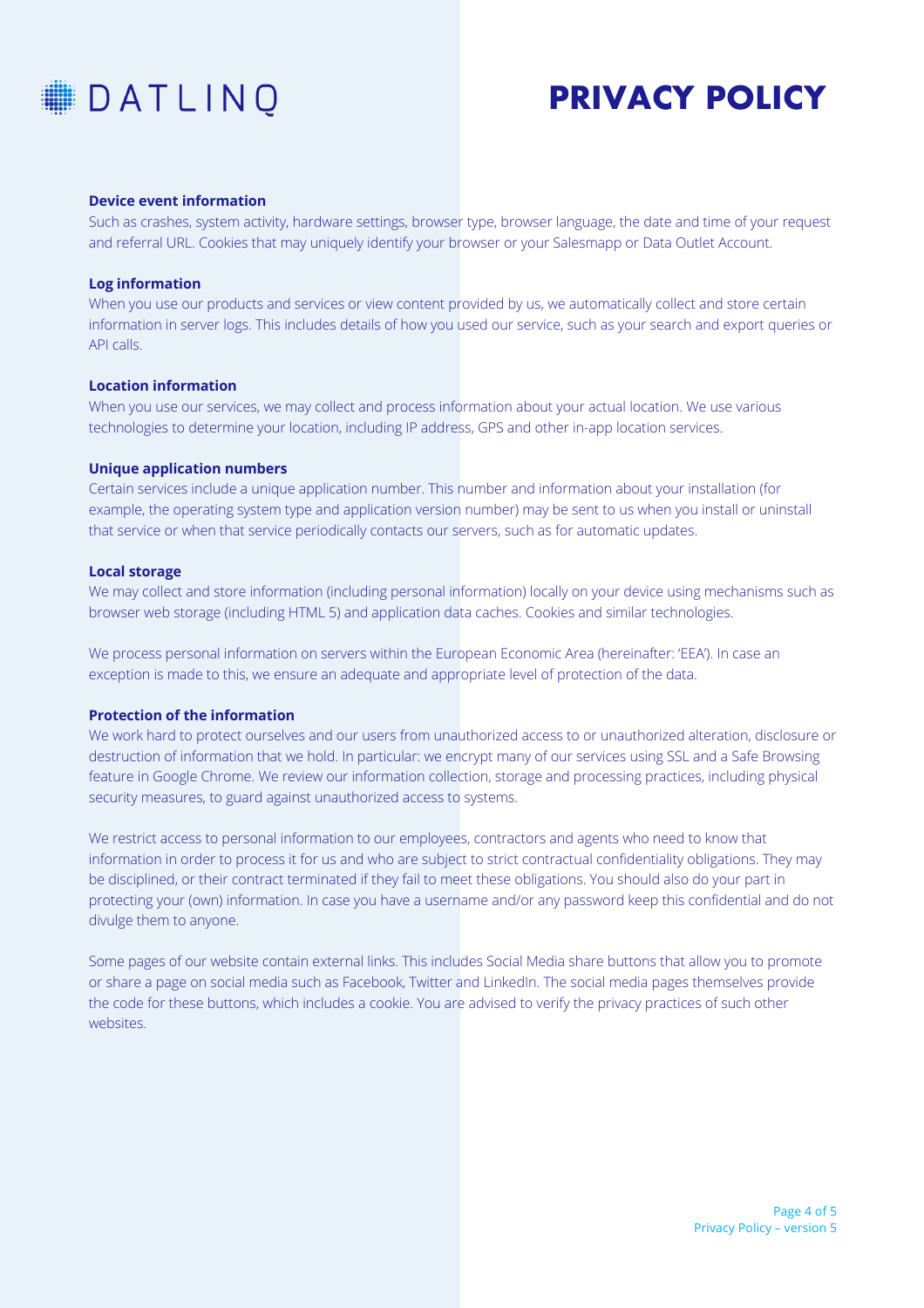**Device event information**

Such as crashes, system activity, hardware settings, browser type, browser language, the date and time of your request and referral URL. Cookies that may uniquely identify your browser or your Salesmapp or Data Outlet Account.

**Log information**

When you use our products and services or view content provided by us, we automatically collect and store certain information in server logs. This includes details of how you used our service, such as your search and export queries or API calls.

**Location information**

When you use our services, we may collect and process information about your actual location. We use various technologies to determine your location, including IP address, GPS and other in-app location services.

**Unique application numbers**

Certain services include a unique application number. This number and information about your installation (for example, the operating system type and application version number) may be sent to us when you install or uninstall that service or when that service periodically contacts our servers, such as for automatic updates.

**Local storage**

We may collect and store information (including personal information) locally on your device using mechanisms such as browser web storage (including HTML 5) and application data caches. Cookies and similar technologies.

We process personal information on servers within the European Economic Area (hereinafter: 'EEA'). In case an exception is made to this, we ensure an adequate and appropriate level of protection of the data.

**Protection of the information**

We work hard to protect ourselves and our users from unauthorized access to or unauthorized alteration, disclosure or destruction of information that we hold. In particular: we encrypt many of our services using SSL and a Safe Browsing feature in Google Chrome. We review our information collection, storage and processing practices, including physical security measures, to guard against unauthorized access to systems.

We restrict access to personal information to our employees, contractors and agents who need to know that information in order to process it for us and who are subject to strict contractual confidentiality obligations. They may be disciplined, or their contract terminated if they fail to meet these obligations. You should also do your part in protecting your (own) information. In case you have a username and/or any password keep this confidential and do not divulge them to anyone.

Some pages of our website contain external links. This includes Social Media share buttons that allow you to promote or share a page on social media such as Facebook, Twitter and LinkedIn. The social media pages themselves provide the code for these buttons, which includes a cookie. You are advised to verify the privacy practices of such other websites.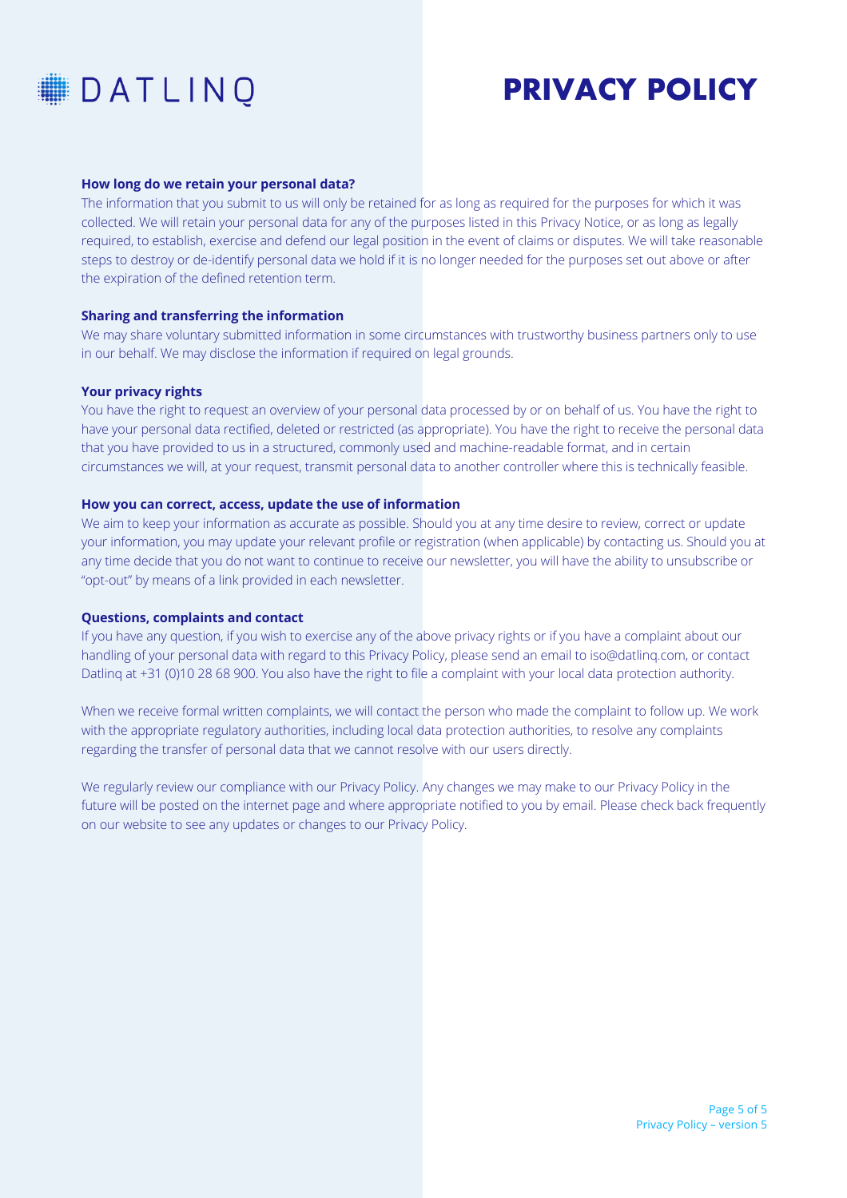#### How long do we retain your personal data?

The information that you submit to us will only be retained for as long as required for the purposes for which it was collected. We will retain your personal data for any of the purposes listed in this Privacy Notice, or as long as legally required, to establish, exercise and defend our legal position in the event of claims or disputes. We will take reasonable steps to destroy or de-identify personal data we hold if it is no longer needed for the purposes set out above or after the expiration of the defined retention term.

#### Sharing and transferring the information

We may share voluntary submitted information in some circumstances with trustworthy business partners only to use in our behalf. We may disclose the information if required on legal grounds.

#### Your privacy rights

You have the right to request an overview of your personal data processed by or on behalf of us. You have the right to have your personal data rectified, deleted or restricted (as appropriate). You have the right to receive the personal data that you have provided to us in a structured, commonly used and machine-readable format, and in certain circumstances we will, at your request, transmit personal data to another controller where this is technically feasible.

#### How you can correct, access, update the use of information

We aim to keep your information as accurate as possible. Should you at any time desire to review, correct or update your information, you may update your relevant profile or registration (when applicable) by contacting us. Should you at any time decide that you do not want to continue to receive our newsletter, you will have the ability to unsubscribe or "opt-out" by means of a link provided in each newsletter.

#### Questions, complaints and contact

If you have any question, if you wish to exercise any of the above privacy rights or if you have a complaint about our handling of your personal data with regard to this Privacy Policy, please send an email to iso@datlinq.com, or contact Datlinq at +31 (0)10 28 68 900. You also have the right to file a complaint with your local data protection authority.

When we receive formal written complaints, we will contact the person who made the complaint to follow up. We work with the appropriate regulatory authorities, including local data protection authorities, to resolve any complaints regarding the transfer of personal data that we cannot resolve with our users directly.

We regularly review our compliance with our Privacy Policy. Any changes we may make to our Privacy Policy in the future will be posted on the internet page and where appropriate notified to you by email. Please check back frequently on our website to see any updates or changes to our Privacy Policy.